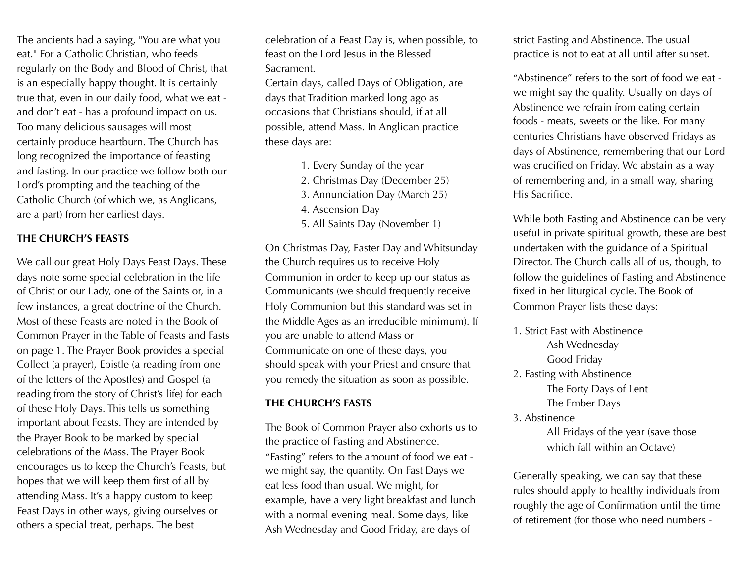The ancients had a saying, "You are what you eat." For a Catholic Christian, who feeds regularly on the Body and Blood of Christ, that is an especially happy thought. It is certainly true that, even in our daily food, what we eat - and don't eat - has a profound impact on us. Too many delicious sausages will most certainly produce heartburn. The Church has long recognized the importance of feasting and fasting. In our practice we follow both our Lord's prompting and the teaching of the Catholic Church (of which we, as Anglicans, are a part) from her earliest days.

**THE CHURCH'S FEASTS**

We call our great Holy Days Feast Days. These days note some special celebration in the life of Christ or our Lady, one of the Saints or, in a few instances, a great doctrine of the Church. Most of these Feasts are noted in the Book of Common Prayer in the Table of Feasts and Fasts on page 1. The Prayer Book provides a special Collect (a prayer), Epistle (a reading from one of the letters of the Apostles) and Gospel (a reading from the story of Christ's life) for each of these Holy Days. This tells us something important about Feasts. They are intended by the Prayer Book to be marked by special celebrations of the Mass. The Prayer Book encourages us to keep the Church's Feasts, but hopes that we will keep them first of all by attending Mass. It's a happy custom to keep Feast Days in other ways, giving ourselves or others a special treat, perhaps. The best celebration of a Feast Day is, when possible, to feast on the Lord Jesus in the Blessed Sacrament.

Certain days, called Days of Obligation, are days that Tradition marked long ago as occasions that Christians should, if at all possible, attend Mass. In Anglican practice these days are:

1. Every Sunday of the year
2. Christmas Day (December 25)
3. Annunciation Day (March 25)
4. Ascension Day
5. All Saints Day (November 1)

On Christmas Day, Easter Day and Whitsunday the Church requires us to receive Holy Communion in order to keep up our status as Communicants (we should frequently receive Holy Communion but this standard was set in the Middle Ages as an irreducible minimum). If you are unable to attend Mass or Communicate on one of these days, you should speak with your Priest and ensure that you remedy the situation as soon as possible.

**THE CHURCH'S FASTS**

The Book of Common Prayer also exhorts us to the practice of Fasting and Abstinence. "Fasting" refers to the amount of food we eat - we might say, the quantity. On Fast Days we eat less food than usual. We might, for example, have a very light breakfast and lunch with a normal evening meal. Some days, like Ash Wednesday and Good Friday, are days of strict Fasting and Abstinence. The usual practice is not to eat at all until after sunset.

"Abstinence" refers to the sort of food we eat - we might say the quality. Usually on days of Abstinence we refrain from eating certain foods - meats, sweets or the like. For many centuries Christians have observed Fridays as days of Abstinence, remembering that our Lord was crucified on Friday. We abstain as a way of remembering and, in a small way, sharing His Sacrifice.

While both Fasting and Abstinence can be very useful in private spiritual growth, these are best undertaken with the guidance of a Spiritual Director. The Church calls all of us, though, to follow the guidelines of Fasting and Abstinence fixed in her liturgical cycle. The Book of Common Prayer lists these days:

1. Strict Fast with Abstinence
   - Ash Wednesday
   - Good Friday
2. Fasting with Abstinence
   - The Forty Days of Lent
   - The Ember Days
3. Abstinence
   - All Fridays of the year (save those which fall within an Octave)

Generally speaking, we can say that these rules should apply to healthy individuals from roughly the age of Confirmation until the time of retirement (for those who need numbers -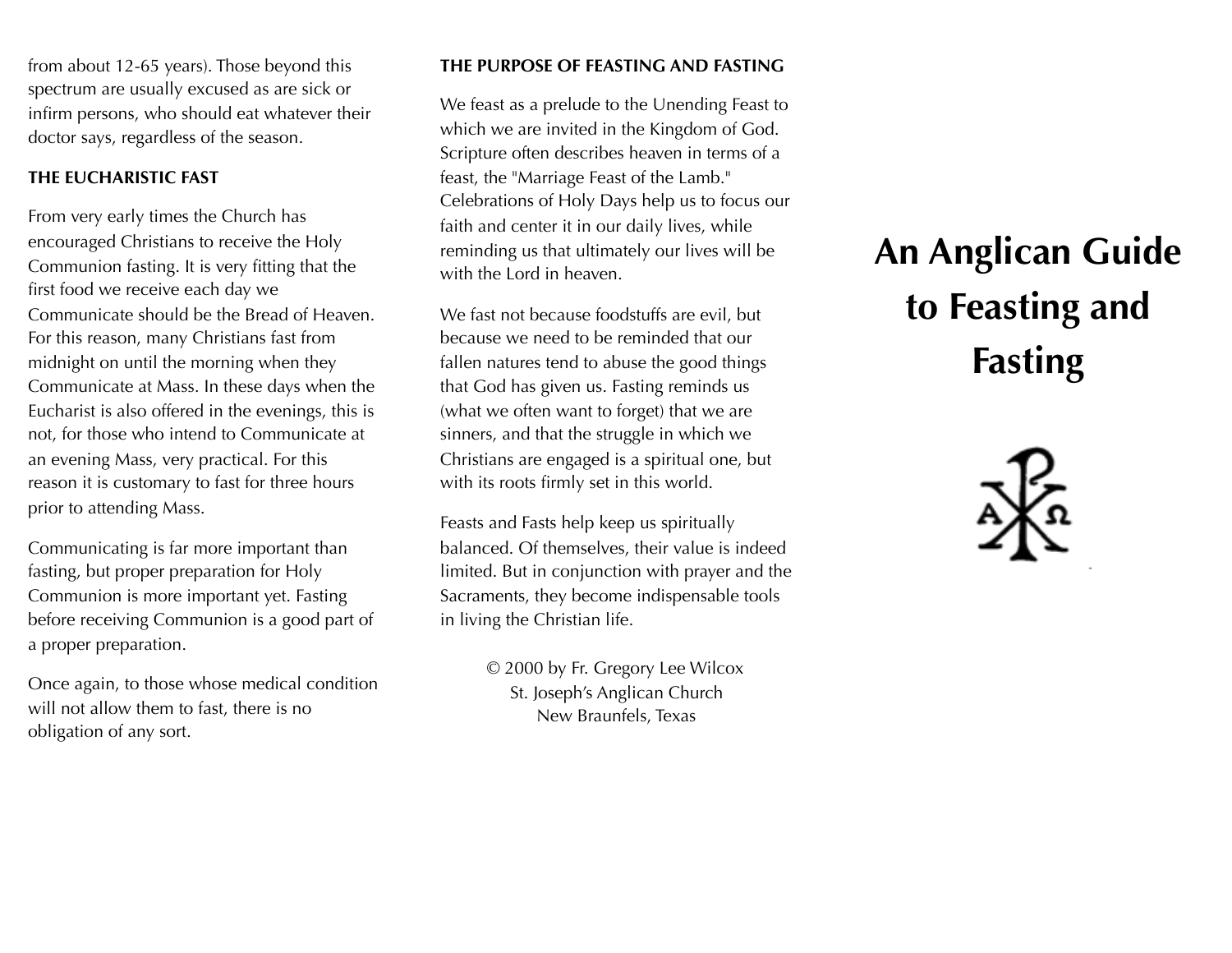from about 12-65 years). Those beyond this spectrum are usually excused as are sick or infirm persons, who should eat whatever their doctor says, regardless of the season.

### THE EUCHARISTIC FAST

From very early times the Church has encouraged Christians to receive the Holy Communion fasting. It is very fitting that the first food we receive each day we Communicate should be the Bread of Heaven. For this reason, many Christians fast from midnight on until the morning when they Communicate at Mass. In these days when the Eucharist is also offered in the evenings, this is not, for those who intend to Communicate at an evening Mass, very practical. For this reason it is customary to fast for three hours prior to attending Mass.

Communicating is far more important than fasting, but proper preparation for Holy Communion is more important yet. Fasting before receiving Communion is a good part of a proper preparation.

Once again, to those whose medical condition will not allow them to fast, there is no obligation of any sort.

### THE PURPOSE OF FEASTING AND FASTING

We feast as a prelude to the Unending Feast to which we are invited in the Kingdom of God. Scripture often describes heaven in terms of a feast, the "Marriage Feast of the Lamb." Celebrations of Holy Days help us to focus our faith and center it in our daily lives, while reminding us that ultimately our lives will be with the Lord in heaven.

We fast not because foodstuffs are evil, but because we need to be reminded that our fallen natures tend to abuse the good things that God has given us. Fasting reminds us (what we often want to forget) that we are sinners, and that the struggle in which we Christians are engaged is a spiritual one, but with its roots firmly set in this world.

Feasts and Fasts help keep us spiritually balanced. Of themselves, their value is indeed limited. But in conjunction with prayer and the Sacraments, they become indispensable tools in living the Christian life.

© 2000 by Fr. Gregory Lee Wilcox
St. Joseph's Anglican Church
New Braunfels, Texas

# An Anglican Guide to Feasting and Fasting